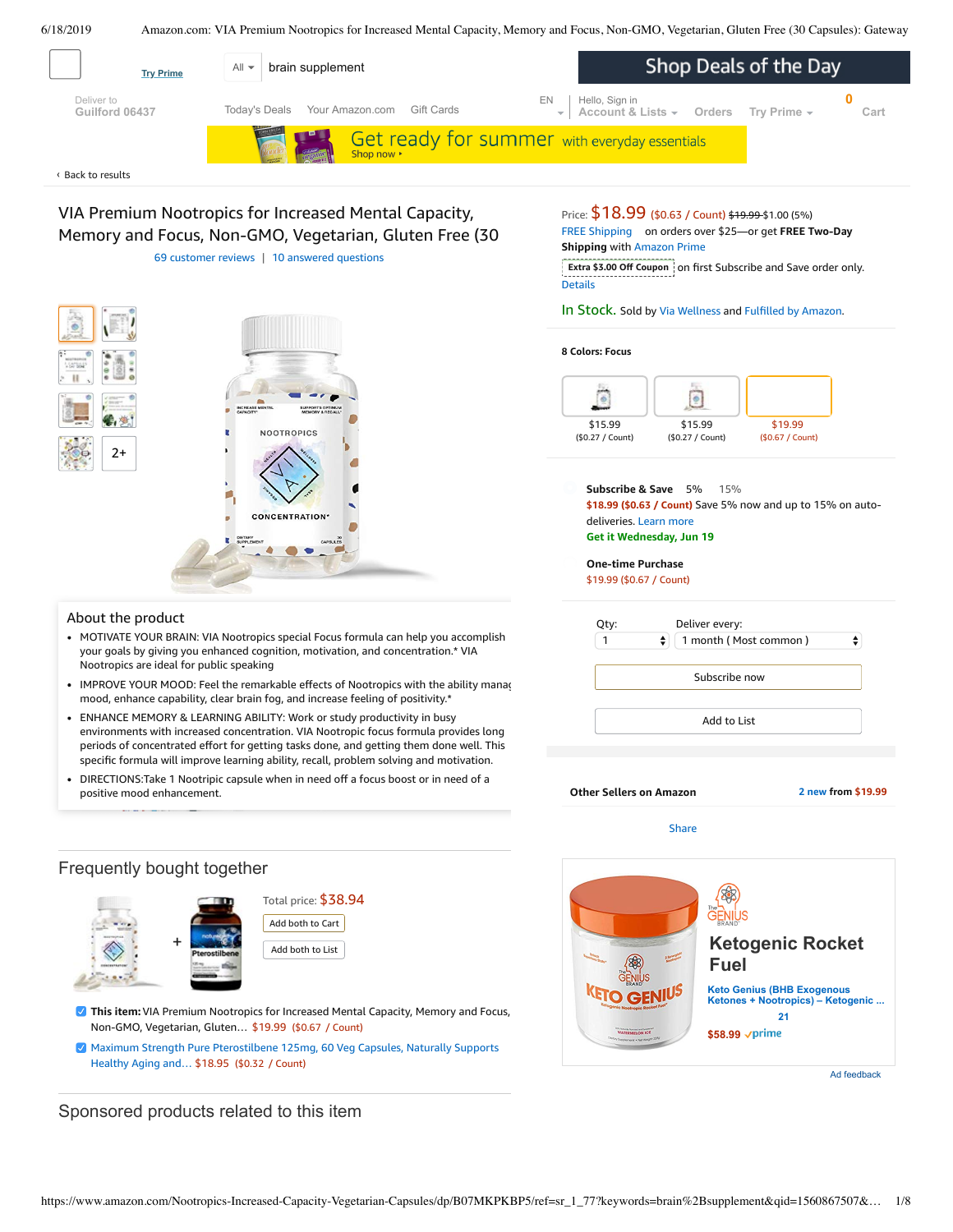Try Prime

All | brain supplement

Shop Deals of the Day

Deliver to
Guilford 06437

Today's Deals Your Amazon.com Gift Cards

EN

Hello, Sign in
Account & Lists Orders Try Prime

0 Cart

Get ready for summer with everyday essentials
Shop now ›

‹ Back to results

# VIA Premium Nootropics for Increased Mental Capacity, Memory and Focus, Non-GMO, Vegetarian, Gluten Free (30

69 customer reviews | 10 answered questions

2+

Price: $18.99 ($0.63 / Count) ~~$19.99~~ $1.00 (5%)

FREE Shipping on orders over $25—or get **FREE Two-Day Shipping** with Amazon Prime

**Extra $3.00 Off Coupon** on first Subscribe and Save order only.
Details

In Stock. Sold by Via Wellness and Fulfilled by Amazon.

**8 Colors: Focus**

| | | |
|---|---|---|
| $15.99 ($0.27 / Count) | $15.99 ($0.27 / Count) | $19.99 ($0.67 / Count) |

**Subscribe & Save** 5% 15%
$18.99 ($0.63 / Count) Save 5% now and up to 15% on auto-deliveries. Learn more
**Get it Wednesday, Jun 19**

**One-time Purchase**
$19.99 ($0.67 / Count)

Qty: 1 Deliver every: 1 month ( Most common )

Subscribe now

Add to List

**Other Sellers on Amazon** 2 new from $19.99

Share

## About the product

- MOTIVATE YOUR BRAIN: VIA Nootropics special Focus formula can help you accomplish your goals by giving you enhanced cognition, motivation, and concentration.* VIA Nootropics are ideal for public speaking
- IMPROVE YOUR MOOD: Feel the remarkable effects of Nootropics with the ability manag mood, enhance capability, clear brain fog, and increase feeling of positivity.*
- ENHANCE MEMORY & LEARNING ABILITY: Work or study productivity in busy environments with increased concentration. VIA Nootropic focus formula provides long periods of concentrated effort for getting tasks done, and getting them done well. This specific formula will improve learning ability, recall, problem solving and motivation.
- DIRECTIONS:Take 1 Nootripic capsule when in need off a focus boost or in need of a positive mood enhancement.

## Frequently bought together

Total price: $38.94
Add both to Cart
Add both to List

- **This item:** VIA Premium Nootropics for Increased Mental Capacity, Memory and Focus, Non-GMO, Vegetarian, Gluten… $19.99 ($0.67 / Count)
- Maximum Strength Pure Pterostilbene 125mg, 60 Veg Capsules, Naturally Supports Healthy Aging and… $18.95 ($0.32 / Count)

**Ketogenic Rocket Fuel**
Keto Genius (BHB Exogenous Ketones + Nootropics) – Ketogenic ...
21
$58.99 prime

Ad feedback

## Sponsored products related to this item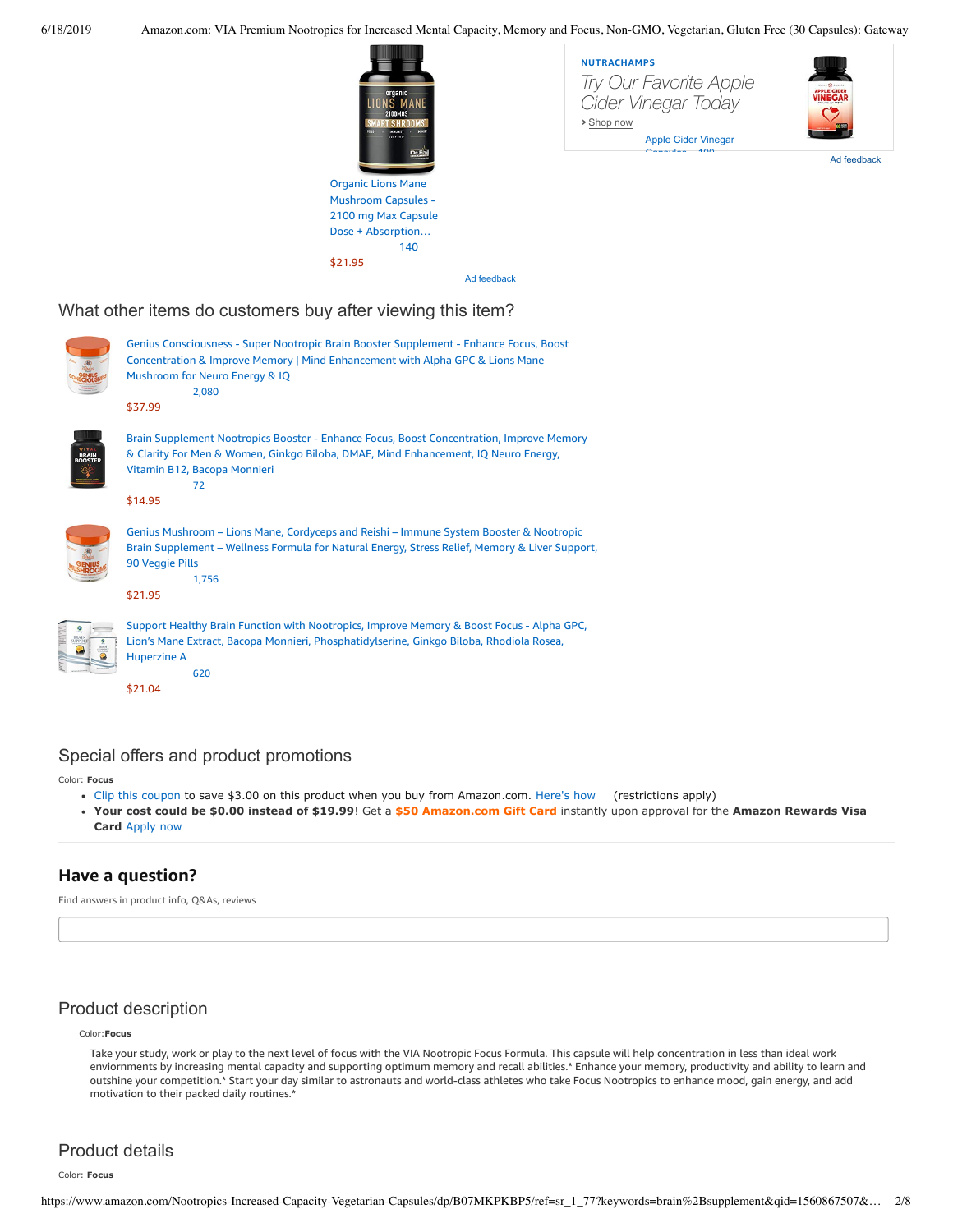Organic Lions Mane Mushroom Capsules - 2100 mg Max Capsule Dose + Absorption…
140
$21.95

NUTRACHAMPS
*Try Our Favorite Apple Cider Vinegar Today*
› Shop now
Apple Cider Vinegar

Ad feedback

Ad feedback

## What other items do customers buy after viewing this item?

Genius Consciousness - Super Nootropic Brain Booster Supplement - Enhance Focus, Boost Concentration & Improve Memory | Mind Enhancement with Alpha GPC & Lions Mane Mushroom for Neuro Energy & IQ
2,080
$37.99

Brain Supplement Nootropics Booster - Enhance Focus, Boost Concentration, Improve Memory & Clarity For Men & Women, Ginkgo Biloba, DMAE, Mind Enhancement, IQ Neuro Energy, Vitamin B12, Bacopa Monnieri
72
$14.95

Genius Mushroom – Lions Mane, Cordyceps and Reishi – Immune System Booster & Nootropic Brain Supplement – Wellness Formula for Natural Energy, Stress Relief, Memory & Liver Support, 90 Veggie Pills
1,756
$21.95

Support Healthy Brain Function with Nootropics, Improve Memory & Boost Focus - Alpha GPC, Lion's Mane Extract, Bacopa Monnieri, Phosphatidylserine, Ginkgo Biloba, Rhodiola Rosea, Huperzine A
620
$21.04

## Special offers and product promotions

Color: **Focus**

- Clip this coupon to save $3.00 on this product when you buy from Amazon.com. Here's how (restrictions apply)
- **Your cost could be $0.00 instead of $19.99**! Get a **$50 Amazon.com Gift Card** instantly upon approval for the **Amazon Rewards Visa Card** Apply now

## Have a question?

Find answers in product info, Q&As, reviews

## Product description

Color:**Focus**

Take your study, work or play to the next level of focus with the VIA Nootropic Focus Formula. This capsule will help concentration in less than ideal work enviornments by increasing mental capacity and supporting optimum memory and recall abilities.* Enhance your memory, productivity and ability to learn and outshine your competition.* Start your day similar to astronauts and world-class athletes who take Focus Nootropics to enhance mood, gain energy, and add motivation to their packed daily routines.*

## Product details

Color: **Focus**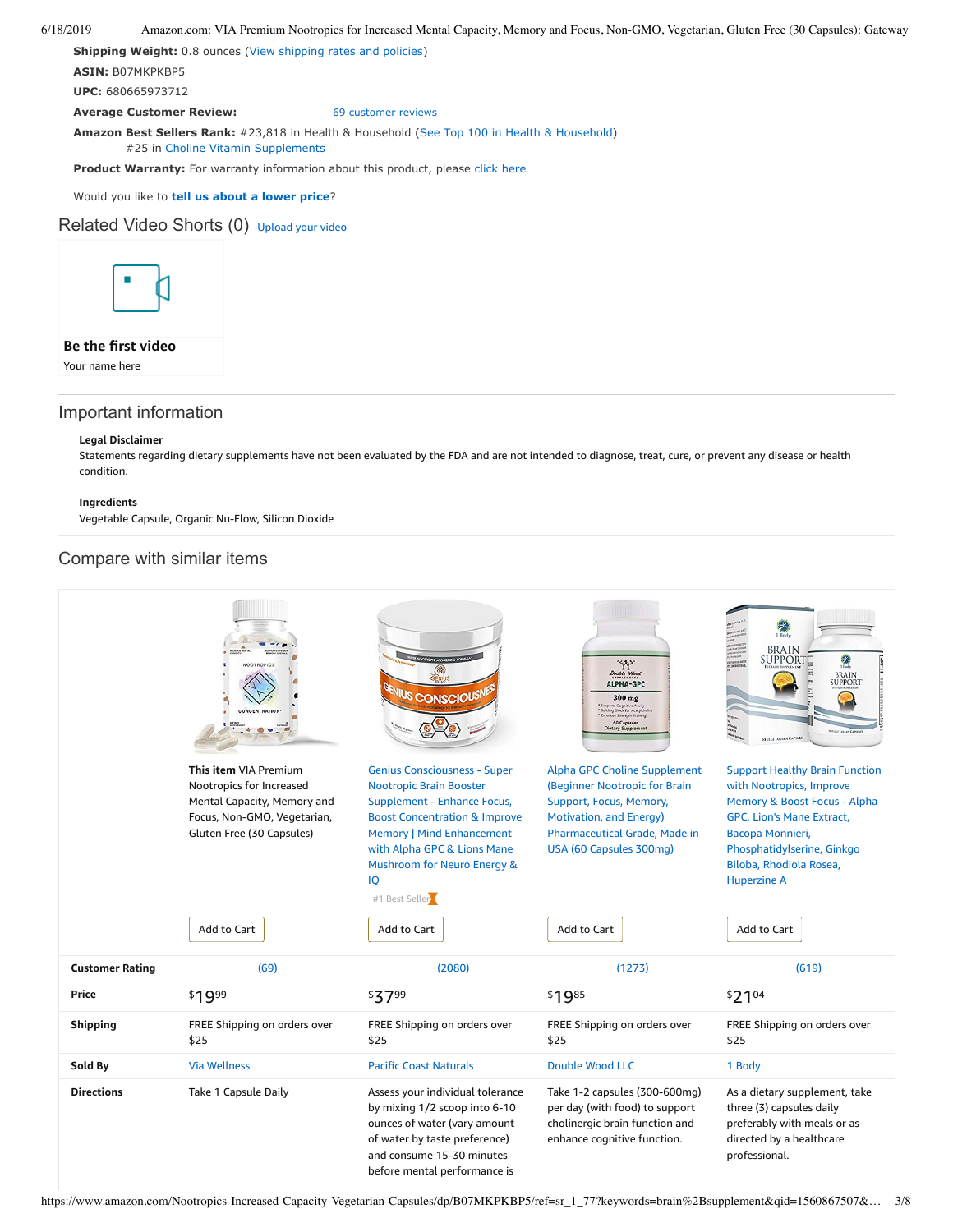**Shipping Weight:** 0.8 ounces (View shipping rates and policies)

**ASIN:** B07MKPKBP5

**UPC:** 680665973712

**Average Customer Review:** 69 customer reviews

**Amazon Best Sellers Rank:** #23,818 in Health & Household (See Top 100 in Health & Household)
#25 in Choline Vitamin Supplements

**Product Warranty:** For warranty information about this product, please click here

Would you like to **tell us about a lower price**?

## Related Video Shorts (0) Upload your video

**Be the first video**

Your name here

## Important information

**Legal Disclaimer**

Statements regarding dietary supplements have not been evaluated by the FDA and are not intended to diagnose, treat, cure, or prevent any disease or health condition.

**Ingredients**

Vegetable Capsule, Organic Nu-Flow, Silicon Dioxide

## Compare with similar items

| | **This item** VIA Premium Nootropics for Increased Mental Capacity, Memory and Focus, Non-GMO, Vegetarian, Gluten Free (30 Capsules) | Genius Consciousness - Super Nootropic Brain Booster Supplement - Enhance Focus, Boost Concentration & Improve Memory \| Mind Enhancement with Alpha GPC & Lions Mane Mushroom for Neuro Energy & IQ (#1 Best Seller) | Alpha GPC Choline Supplement (Beginner Nootropic for Brain Support, Focus, Memory, Motivation, and Energy) Pharmaceutical Grade, Made in USA (60 Capsules 300mg) | Support Healthy Brain Function with Nootropics, Improve Memory & Boost Focus - Alpha GPC, Lion's Mane Extract, Bacopa Monnieri, Phosphatidylserine, Ginkgo Biloba, Rhodiola Rosea, Huperzine A |
|---|---|---|---|---|
| | Add to Cart | Add to Cart | Add to Cart | Add to Cart |
| **Customer Rating** | (69) | (2080) | (1273) | (619) |
| **Price** | $19.99 | $37.99 | $19.85 | $21.04 |
| **Shipping** | FREE Shipping on orders over $25 | FREE Shipping on orders over $25 | FREE Shipping on orders over $25 | FREE Shipping on orders over $25 |
| **Sold By** | Via Wellness | Pacific Coast Naturals | Double Wood LLC | 1 Body |
| **Directions** | Take 1 Capsule Daily | Assess your individual tolerance by mixing 1/2 scoop into 6-10 ounces of water (vary amount of water by taste preference) and consume 15-30 minutes before mental performance is | Take 1-2 capsules (300-600mg) per day (with food) to support cholinergic brain function and enhance cognitive function. | As a dietary supplement, take three (3) capsules daily preferably with meals or as directed by a healthcare professional. |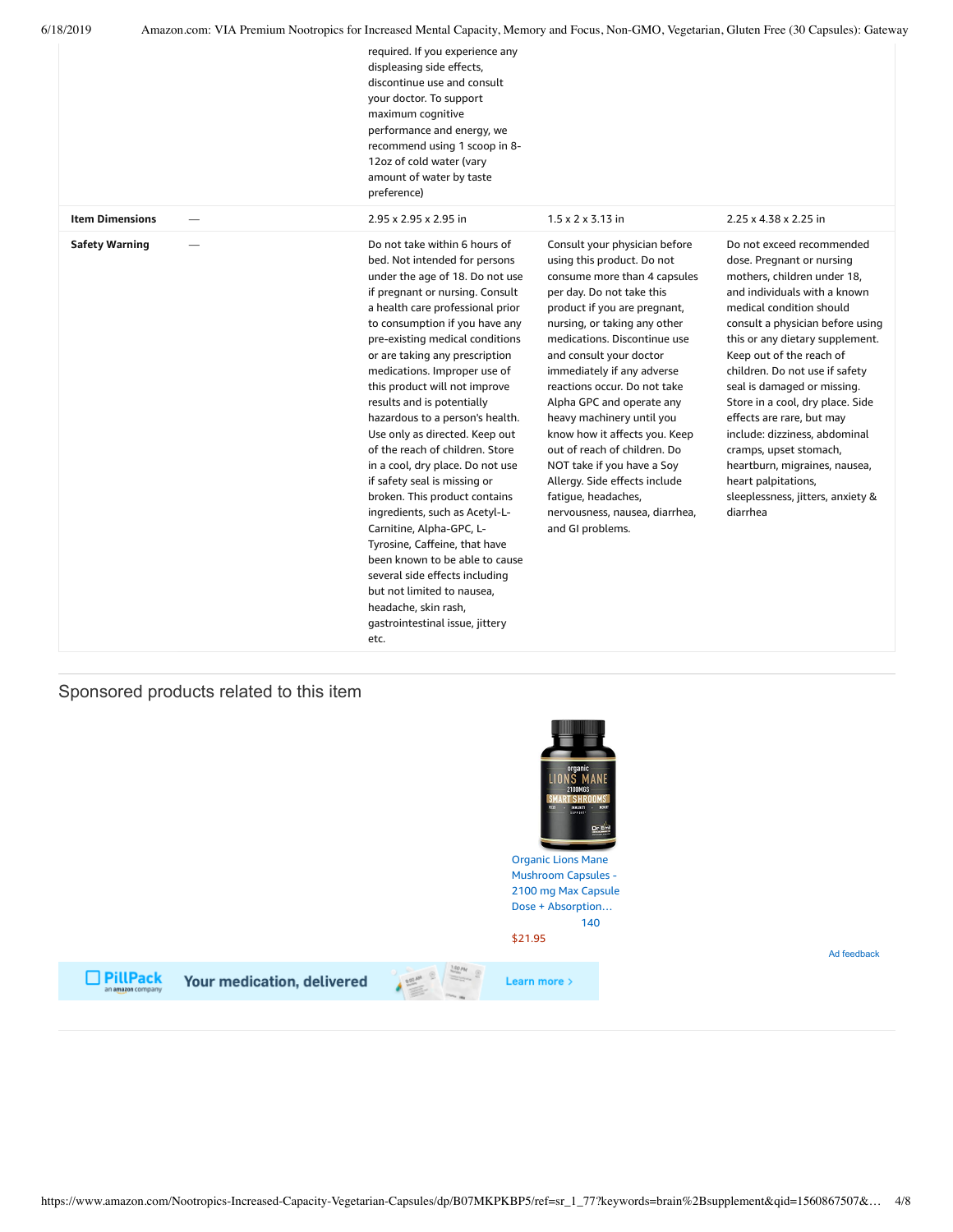| | | | | |
|---|---|---|---|---|
| | | required. If you experience any displeasing side effects, discontinue use and consult your doctor. To support maximum cognitive performance and energy, we recommend using 1 scoop in 8-12oz of cold water (vary amount of water by taste preference) | | |
| **Item Dimensions** | — | 2.95 x 2.95 x 2.95 in | 1.5 x 2 x 3.13 in | 2.25 x 4.38 x 2.25 in |
| **Safety Warning** | — | Do not take within 6 hours of bed. Not intended for persons under the age of 18. Do not use if pregnant or nursing. Consult a health care professional prior to consumption if you have any pre-existing medical conditions or are taking any prescription medications. Improper use of this product will not improve results and is potentially hazardous to a person's health. Use only as directed. Keep out of the reach of children. Store in a cool, dry place. Do not use if safety seal is missing or broken. This product contains ingredients, such as Acetyl-L-Carnitine, Alpha-GPC, L-Tyrosine, Caffeine, that have been known to be able to cause several side effects including but not limited to nausea, headache, skin rash, gastrointestinal issue, jittery etc. | Consult your physician before using this product. Do not consume more than 4 capsules per day. Do not take this product if you are pregnant, nursing, or taking any other medications. Discontinue use and consult your doctor immediately if any adverse reactions occur. Do not take Alpha GPC and operate any heavy machinery until you know how it affects you. Keep out of reach of children. Do NOT take if you have a Soy Allergy. Side effects include fatigue, headaches, nervousness, nausea, diarrhea, and GI problems. | Do not exceed recommended dose. Pregnant or nursing mothers, children under 18, and individuals with a known medical condition should consult a physician before using this or any dietary supplement. Keep out of the reach of children. Do not use if safety seal is damaged or missing. Store in a cool, dry place. Side effects are rare, but may include: dizziness, abdominal cramps, upset stomach, heartburn, migraines, nausea, heart palpitations, sleeplessness, jitters, anxiety & diarrhea |

## Sponsored products related to this item

Organic Lions Mane Mushroom Capsules - 2100 mg Max Capsule Dose + Absorption…

140

$21.95

Ad feedback

PillPack an amazon company Your medication, delivered Learn more ›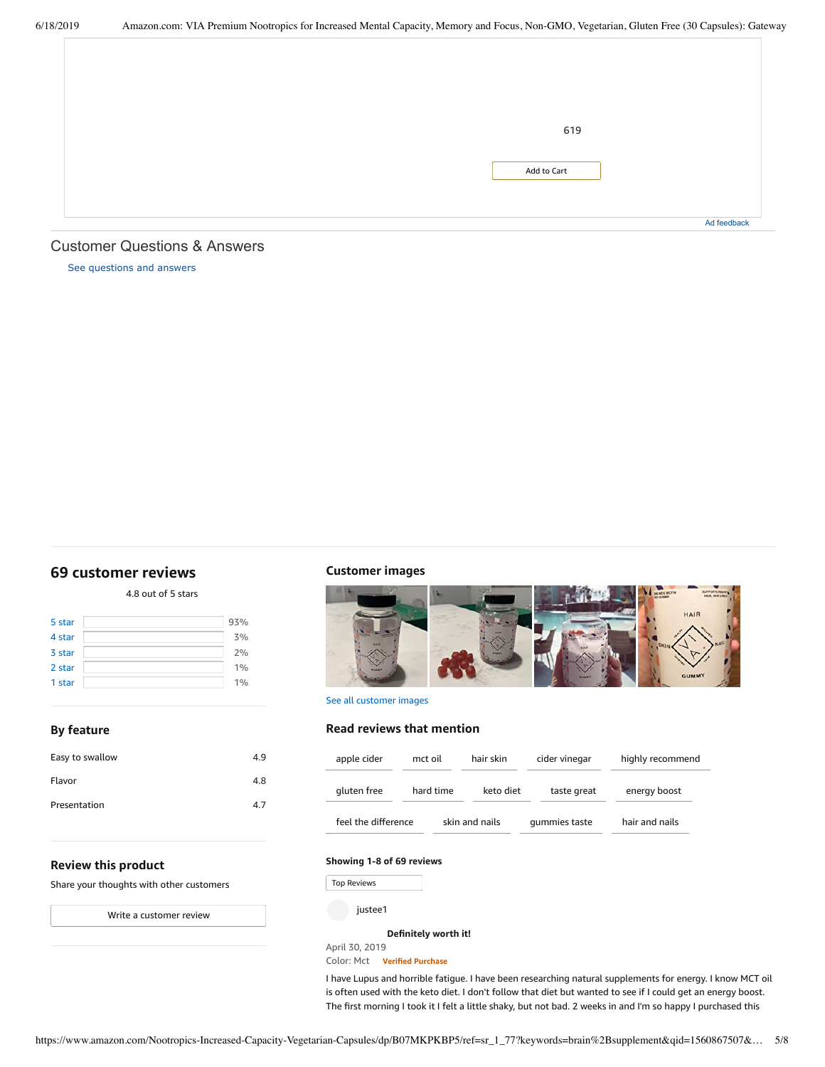619

Add to Cart

Ad feedback

## Customer Questions & Answers

See questions and answers

## 69 customer reviews

4.8 out of 5 stars

| | |
|---|---|
| 5 star | 93% |
| 4 star | 3% |
| 3 star | 2% |
| 2 star | 1% |
| 1 star | 1% |

### By feature

| | |
|---|---|
| Easy to swallow | 4.9 |
| Flavor | 4.8 |
| Presentation | 4.7 |

### Review this product

Share your thoughts with other customers

Write a customer review

### Customer images

See all customer images

### Read reviews that mention

apple cider · mct oil · hair skin · cider vinegar · highly recommend · gluten free · hard time · keto diet · taste great · energy boost · feel the difference · skin and nails · gummies taste · hair and nails

**Showing 1-8 of 69 reviews**

Top Reviews

justee1

**Definitely worth it!**

April 30, 2019

Color: Mct **Verified Purchase**

I have Lupus and horrible fatigue. I have been researching natural supplements for energy. I know MCT oil is often used with the keto diet. I don't follow that diet but wanted to see if I could get an energy boost. The first morning I took it I felt a little shaky, but not bad. 2 weeks in and I'm so happy I purchased this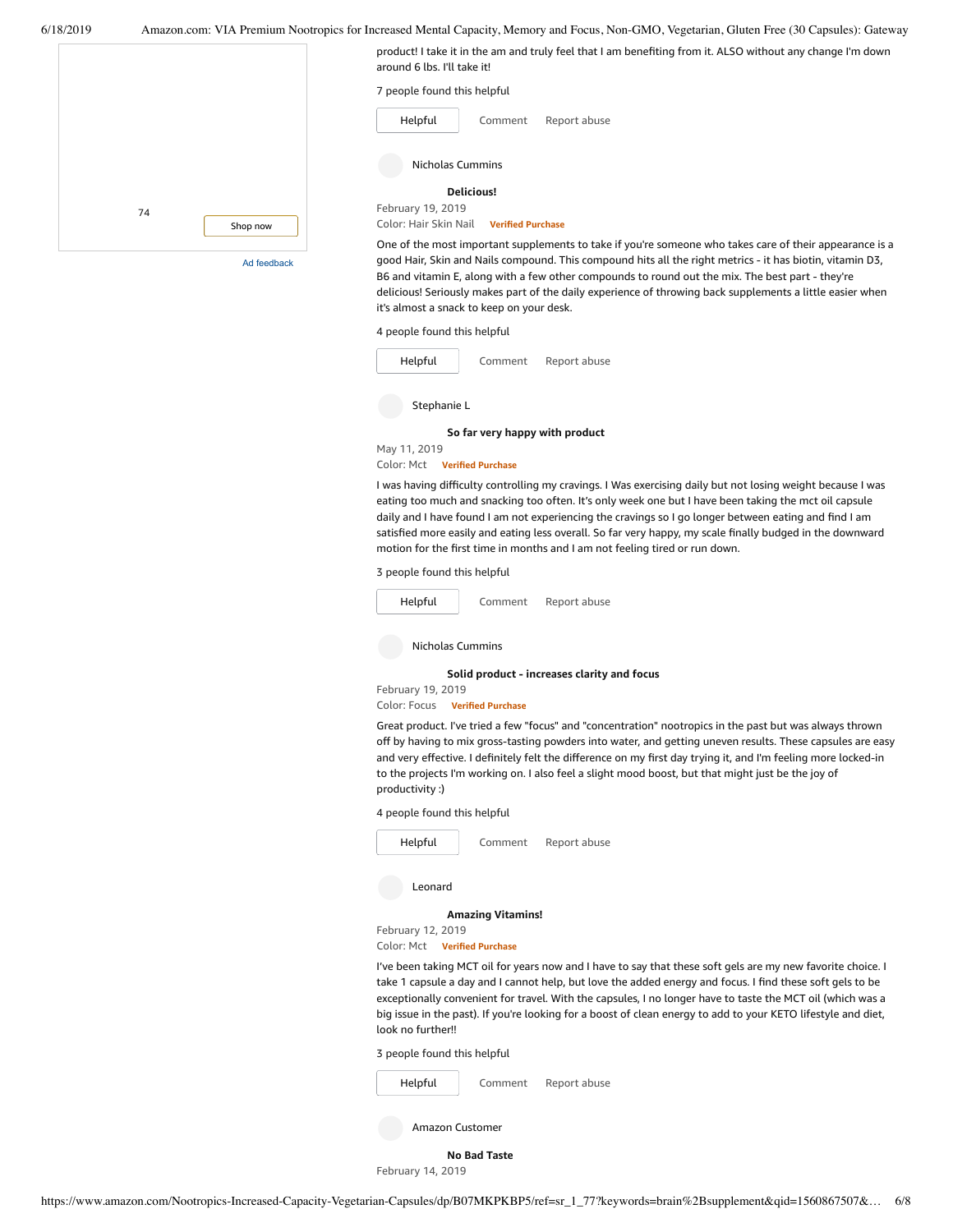product! I take it in the am and truly feel that I am benefiting from it. ALSO without any change I'm down around 6 lbs. I'll take it!

7 people found this helpful

Helpful Comment Report abuse

74

Shop now

Ad feedback

Nicholas Cummins

**Delicious!**

February 19, 2019

Color: Hair Skin Nail **Verified Purchase**

One of the most important supplements to take if you're someone who takes care of their appearance is a good Hair, Skin and Nails compound. This compound hits all the right metrics - it has biotin, vitamin D3, B6 and vitamin E, along with a few other compounds to round out the mix. The best part - they're delicious! Seriously makes part of the daily experience of throwing back supplements a little easier when it's almost a snack to keep on your desk.

4 people found this helpful

Helpful Comment Report abuse

Stephanie L

**So far very happy with product**

May 11, 2019

Color: Mct **Verified Purchase**

I was having difficulty controlling my cravings. I Was exercising daily but not losing weight because I was eating too much and snacking too often. It's only week one but I have been taking the mct oil capsule daily and I have found I am not experiencing the cravings so I go longer between eating and find I am satisfied more easily and eating less overall. So far very happy, my scale finally budged in the downward motion for the first time in months and I am not feeling tired or run down.

3 people found this helpful

Helpful Comment Report abuse

Nicholas Cummins

**Solid product - increases clarity and focus**

February 19, 2019

Color: Focus **Verified Purchase**

Great product. I've tried a few "focus" and "concentration" nootropics in the past but was always thrown off by having to mix gross-tasting powders into water, and getting uneven results. These capsules are easy and very effective. I definitely felt the difference on my first day trying it, and I'm feeling more locked-in to the projects I'm working on. I also feel a slight mood boost, but that might just be the joy of productivity :)

4 people found this helpful

Helpful Comment Report abuse

Leonard

**Amazing Vitamins!**

February 12, 2019

Color: Mct **Verified Purchase**

I've been taking MCT oil for years now and I have to say that these soft gels are my new favorite choice. I take 1 capsule a day and I cannot help, but love the added energy and focus. I find these soft gels to be exceptionally convenient for travel. With the capsules, I no longer have to taste the MCT oil (which was a big issue in the past). If you're looking for a boost of clean energy to add to your KETO lifestyle and diet, look no further!!

3 people found this helpful

Helpful Comment Report abuse

Amazon Customer

**No Bad Taste**

February 14, 2019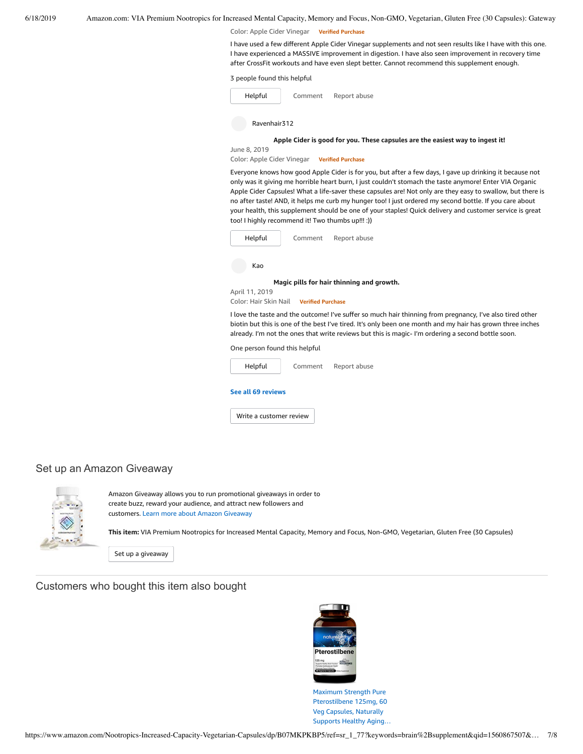Color: Apple Cider Vinegar **Verified Purchase**

I have used a few different Apple Cider Vinegar supplements and not seen results like I have with this one. I have experienced a MASSIVE improvement in digestion. I have also seen improvement in recovery time after CrossFit workouts and have even slept better. Cannot recommend this supplement enough.

3 people found this helpful

Helpful Comment Report abuse

Ravenhair312

**Apple Cider is good for you. These capsules are the easiest way to ingest it!**

June 8, 2019

Color: Apple Cider Vinegar **Verified Purchase**

Everyone knows how good Apple Cider is for you, but after a few days, I gave up drinking it because not only was it giving me horrible heart burn, I just couldn't stomach the taste anymore! Enter VIA Organic Apple Cider Capsules! What a life-saver these capsules are! Not only are they easy to swallow, but there is no after taste! AND, it helps me curb my hunger too! I just ordered my second bottle. If you care about your health, this supplement should be one of your staples! Quick delivery and customer service is great too! I highly recommend it! Two thumbs up!!! :))

Helpful Comment Report abuse

Kao

**Magic pills for hair thinning and growth.**

April 11, 2019

Color: Hair Skin Nail **Verified Purchase**

I love the taste and the outcome! I've suffer so much hair thinning from pregnancy, I've also tired other biotin but this is one of the best I've tired. It's only been one month and my hair has grown three inches already. I'm not the ones that write reviews but this is magic- I'm ordering a second bottle soon.

One person found this helpful

Helpful Comment Report abuse

See all 69 reviews

Write a customer review

## Set up an Amazon Giveaway

Amazon Giveaway allows you to run promotional giveaways in order to create buzz, reward your audience, and attract new followers and customers. Learn more about Amazon Giveaway

**This item:** VIA Premium Nootropics for Increased Mental Capacity, Memory and Focus, Non-GMO, Vegetarian, Gluten Free (30 Capsules)

Set up a giveaway

## Customers who bought this item also bought

Maximum Strength Pure Pterostilbene 125mg, 60 Veg Capsules, Naturally Supports Healthy Aging…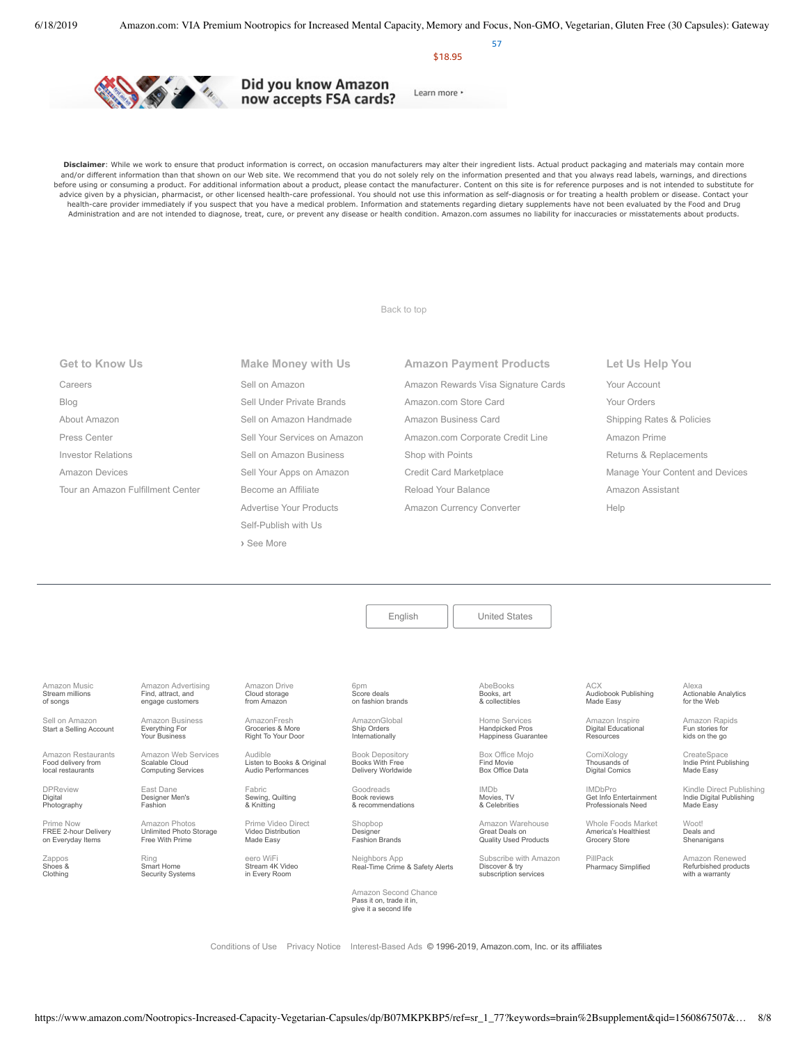57

$18.95

Did you know Amazon now accepts FSA cards? Learn more ›

**Disclaimer**: While we work to ensure that product information is correct, on occasion manufacturers may alter their ingredient lists. Actual product packaging and materials may contain more and/or different information than that shown on our Web site. We recommend that you do not solely rely on the information presented and that you always read labels, warnings, and directions before using or consuming a product. For additional information about a product, please contact the manufacturer. Content on this site is for reference purposes and is not intended to substitute for advice given by a physician, pharmacist, or other licensed health-care professional. You should not use this information as self-diagnosis or for treating a health problem or disease. Contact your health-care provider immediately if you suspect that you have a medical problem. Information and statements regarding dietary supplements have not been evaluated by the Food and Drug Administration and are not intended to diagnose, treat, cure, or prevent any disease or health condition. Amazon.com assumes no liability for inaccuracies or misstatements about products.

Back to top

### Get to Know Us

- Careers
- Blog
- About Amazon
- Press Center
- Investor Relations
- Amazon Devices
- Tour an Amazon Fulfillment Center

### Make Money with Us

- Sell on Amazon
- Sell Under Private Brands
- Sell on Amazon Handmade
- Sell Your Services on Amazon
- Sell on Amazon Business
- Sell Your Apps on Amazon
- Become an Affiliate
- Advertise Your Products
- Self-Publish with Us
- › See More

### Amazon Payment Products

- Amazon Rewards Visa Signature Cards
- Amazon.com Store Card
- Amazon Business Card
- Amazon.com Corporate Credit Line
- Shop with Points
- Credit Card Marketplace
- Reload Your Balance
- Amazon Currency Converter

### Let Us Help You

- Your Account
- Your Orders
- Shipping Rates & Policies
- Amazon Prime
- Returns & Replacements
- Manage Your Content and Devices
- Amazon Assistant
- Help

English | United States

| | | | | | | |
|---|---|---|---|---|---|---|
| Amazon Music<br>Stream millions of songs | Amazon Advertising<br>Find, attract, and engage customers | Amazon Drive<br>Cloud storage from Amazon | 6pm<br>Score deals on fashion brands | AbeBooks<br>Books, art & collectibles | ACX<br>Audiobook Publishing Made Easy | Alexa<br>Actionable Analytics for the Web |
| Sell on Amazon<br>Start a Selling Account | Amazon Business<br>Everything For Your Business | AmazonFresh<br>Groceries & More Right To Your Door | AmazonGlobal<br>Ship Orders Internationally | Home Services<br>Handpicked Pros Happiness Guarantee | Amazon Inspire<br>Digital Educational Resources | Amazon Rapids<br>Fun stories for kids on the go |
| Amazon Restaurants<br>Food delivery from local restaurants | Amazon Web Services<br>Scalable Cloud Computing Services | Audible<br>Listen to Books & Original Audio Performances | Book Depository<br>Books With Free Delivery Worldwide | Box Office Mojo<br>Find Movie Box Office Data | ComiXology<br>Thousands of Digital Comics | CreateSpace<br>Indie Print Publishing Made Easy |
| DPReview<br>Digital Photography | East Dane<br>Designer Men's Fashion | Fabric<br>Sewing, Quilting & Knitting | Goodreads<br>Book reviews & recommendations | IMDb<br>Movies, TV & Celebrities | IMDbPro<br>Get Info Entertainment Professionals Need | Kindle Direct Publishing<br>Indie Digital Publishing Made Easy |
| Prime Now<br>FREE 2-hour Delivery on Everyday Items | Amazon Photos<br>Unlimited Photo Storage Free With Prime | Prime Video Direct<br>Video Distribution Made Easy | Shopbop<br>Designer Fashion Brands | Amazon Warehouse<br>Great Deals on Quality Used Products | Whole Foods Market<br>America's Healthiest Grocery Store | Woot!<br>Deals and Shenanigans |
| Zappos<br>Shoes & Clothing | Ring<br>Smart Home Security Systems | eero WiFi<br>Stream 4K Video in Every Room | Neighbors App<br>Real-Time Crime & Safety Alerts | Subscribe with Amazon<br>Discover & try subscription services | PillPack<br>Pharmacy Simplified | Amazon Renewed<br>Refurbished products with a warranty |
| | | | Amazon Second Chance<br>Pass it on, trade it in, give it a second life | | | |

Conditions of Use Privacy Notice Interest-Based Ads © 1996-2019, Amazon.com, Inc. or its affiliates